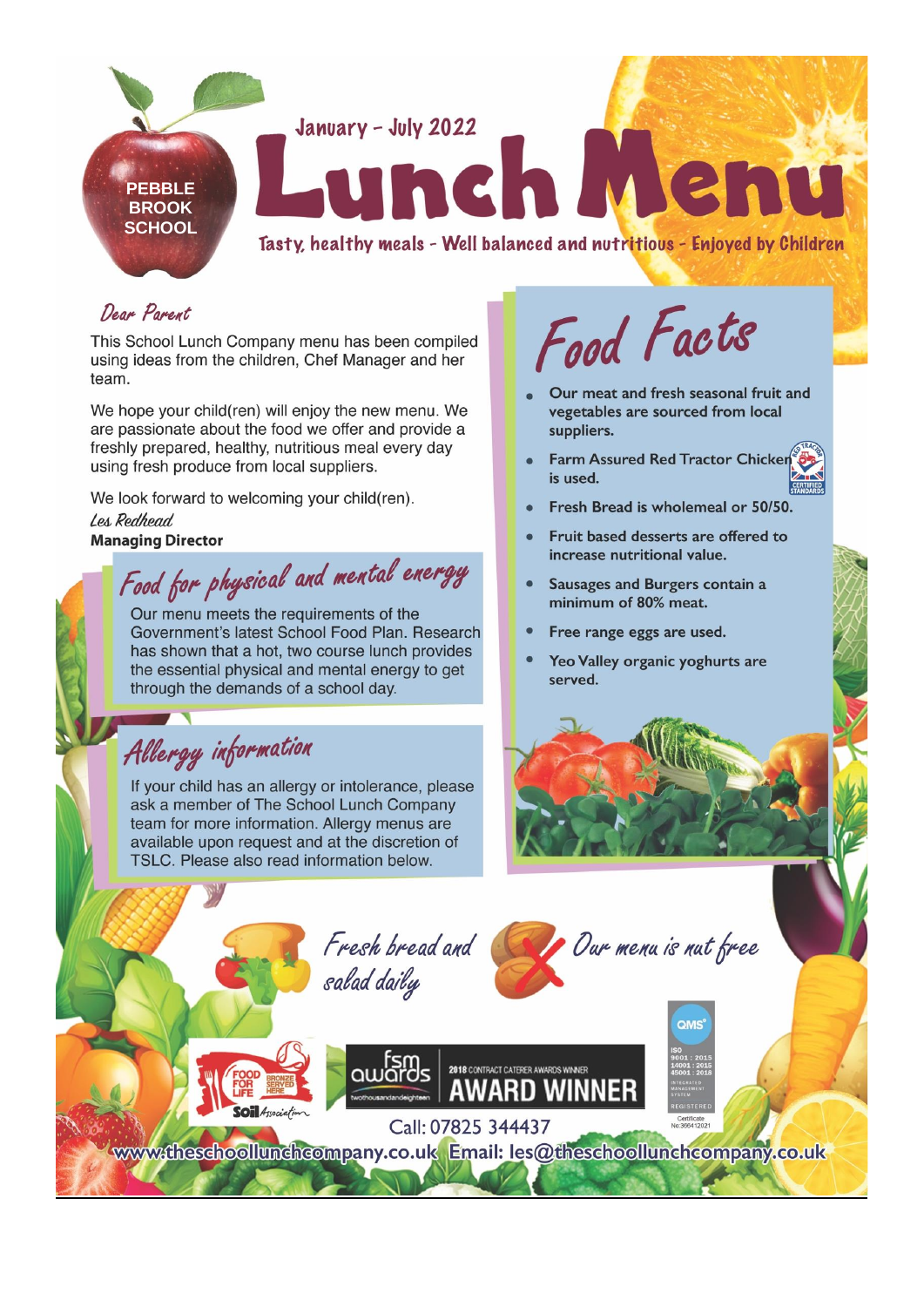PEBBLE BROOK SCHOOL

January – July 2022

# Lunch Menu

Tasty, healthy meals - Well balanced and nutritious - Enjoyed by Children

## Dear Parent

This School Lunch Company menu has been compiled using ideas from the children, Chef Manager and her team.

We hope your child(ren) will enjoy the new menu. We are passionate about the food we offer and provide a freshly prepared, healthy, nutritious meal every day using fresh produce from local suppliers.

We look forward to welcoming your child(ren).

*Les Redhead*
**Managing Director**

## Food for physical and mental energy

Our menu meets the requirements of the Government's latest School Food Plan. Research has shown that a hot, two course lunch provides the essential physical and mental energy to get through the demands of a school day.

## Allergy information

If your child has an allergy or intolerance, please ask a member of The School Lunch Company team for more information. Allergy menus are available upon request and at the discretion of TSLC. Please also read information below.

## Food Facts

- Our meat and fresh seasonal fruit and vegetables are sourced from local suppliers.
- Farm Assured Red Tractor Chicken is used.
- Fresh Bread is wholemeal or 50/50.
- Fruit based desserts are offered to increase nutritional value.
- Sausages and Burgers contain a minimum of 80% meat.
- Free range eggs are used.
- Yeo Valley organic yoghurts are served.

*Fresh bread and salad daily*

*Our menu is nut free*

Food for Life Bronze Served Here – Soil Association

fsm awards – 2018 Contract Caterer Awards Winner – AWARD WINNER

QMS – ISO 9001 : 2015, 14001 : 2015, 45001 : 2018 – Integrated Management System – Registered – Certificate No:366412021

Call: 07825 344437

www.theschoollunchcompany.co.uk Email: les@theschoollunchcompany.co.uk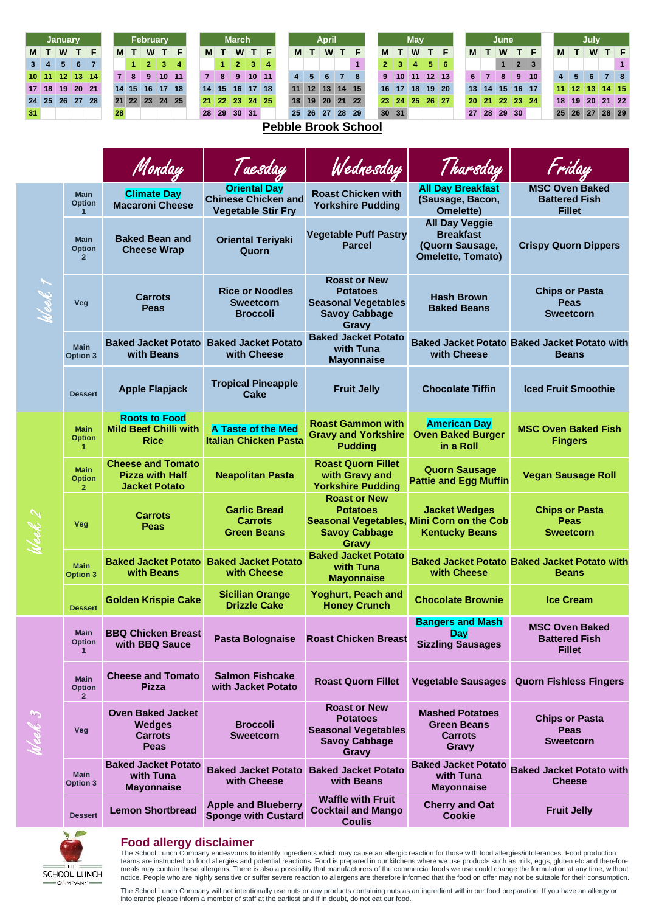| January | | | | |
|---|---|---|---|---|
| M | T | W | T | F |
| 3 | 4 | 5 | 6 | 7 |
| 10 | 11 | 12 | 13 | 14 |
| 17 | 18 | 19 | 20 | 21 |
| 24 | 25 | 26 | 27 | 28 |
| 31 | | | | |

| February | | | | |
|---|---|---|---|---|
| M | T | W | T | F |
| | 1 | 2 | 3 | 4 |
| 7 | 8 | 9 | 10 | 11 |
| 14 | 15 | 16 | 17 | 18 |
| 21 | 22 | 23 | 24 | 25 |
| 28 | | | | |

| March | | | | |
|---|---|---|---|---|
| M | T | W | T | F |
| | 1 | 2 | 3 | 4 |
| 7 | 8 | 9 | 10 | 11 |
| 14 | 15 | 16 | 17 | 18 |
| 21 | 22 | 23 | 24 | 25 |
| 28 | 29 | 30 | 31 | |

| April | | | | |
|---|---|---|---|---|
| M | T | W | T | F |
| | | | | 1 |
| 4 | 5 | 6 | 7 | 8 |
| 11 | 12 | 13 | 14 | 15 |
| 18 | 19 | 20 | 21 | 22 |
| 25 | 26 | 27 | 28 | 29 |

| May | | | | |
|---|---|---|---|---|
| M | T | W | T | F |
| 2 | 3 | 4 | 5 | 6 |
| 9 | 10 | 11 | 12 | 13 |
| 16 | 17 | 18 | 19 | 20 |
| 23 | 24 | 25 | 26 | 27 |
| 30 | 31 | | | |

| June | | | | |
|---|---|---|---|---|
| M | T | W | T | F |
| | | 1 | 2 | 3 |
| 6 | 7 | 8 | 9 | 10 |
| 13 | 14 | 15 | 16 | 17 |
| 20 | 21 | 22 | 23 | 24 |
| 27 | 28 | 29 | 30 | |

| July | | | | |
|---|---|---|---|---|
| M | T | W | T | F |
| | | | | 1 |
| 4 | 5 | 6 | 7 | 8 |
| 11 | 12 | 13 | 14 | 15 |
| 18 | 19 | 20 | 21 | 22 |
| 25 | 26 | 27 | 28 | 29 |

# Pebble Brook School

| | | Monday | Tuesday | Wednesday | Thursday | Friday |
|---|---|---|---|---|---|---|
| Week 1 | Main Option 1 | **Climate Day** Macaroni Cheese | **Oriental Day** Chinese Chicken and Vegetable Stir Fry | Roast Chicken with Yorkshire Pudding | **All Day Breakfast** (Sausage, Bacon, Omelette) | MSC Oven Baked Battered Fish Fillet |
| | Main Option 2 | Baked Bean and Cheese Wrap | Oriental Teriyaki Quorn | Vegetable Puff Pastry Parcel | All Day Veggie Breakfast (Quorn Sausage, Omelette, Tomato) | Crispy Quorn Dippers |
| | Veg | Carrots Peas | Rice or Noodles Sweetcorn Broccoli | Roast or New Potatoes Seasonal Vegetables Savoy Cabbage Gravy | Hash Brown Baked Beans | Chips or Pasta Peas Sweetcorn |
| | Main Option 3 | Baked Jacket Potato with Beans | Baked Jacket Potato with Cheese | Baked Jacket Potato with Tuna Mayonnaise | Baked Jacket Potato with Cheese | Baked Jacket Potato with Beans |
| | Dessert | Apple Flapjack | Tropical Pineapple Cake | Fruit Jelly | Chocolate Tiffin | Iced Fruit Smoothie |
| Week 2 | Main Option 1 | **Roots to Food** Mild Beef Chilli with Rice | **A Taste of the Med** Italian Chicken Pasta | Roast Gammon with Gravy and Yorkshire Pudding | **American Day** Oven Baked Burger in a Roll | MSC Oven Baked Fish Fingers |
| | Main Option 2 | Cheese and Tomato Pizza with Half Jacket Potato | Neapolitan Pasta | Roast Quorn Fillet with Gravy and Yorkshire Pudding | Quorn Sausage Pattie and Egg Muffin | Vegan Sausage Roll |
| | Veg | Carrots Peas | Garlic Bread Carrots Green Beans | Roast or New Potatoes Seasonal Vegetables, Savoy Cabbage Gravy | Jacket Wedges Mini Corn on the Cob Kentucky Beans | Chips or Pasta Peas Sweetcorn |
| | Main Option 3 | Baked Jacket Potato with Beans | Baked Jacket Potato with Cheese | Baked Jacket Potato with Tuna Mayonnaise | Baked Jacket Potato with Cheese | Baked Jacket Potato with Beans |
| | Dessert | Golden Krispie Cake | Sicilian Orange Drizzle Cake | Yoghurt, Peach and Honey Crunch | Chocolate Brownie | Ice Cream |
| Week 3 | Main Option 1 | BBQ Chicken Breast with BBQ Sauce | Pasta Bolognaise | Roast Chicken Breast | **Bangers and Mash Day** Sizzling Sausages | MSC Oven Baked Battered Fish Fillet |
| | Main Option 2 | Cheese and Tomato Pizza | Salmon Fishcake with Jacket Potato | Roast Quorn Fillet | Vegetable Sausages | Quorn Fishless Fingers |
| | Veg | Oven Baked Jacket Wedges Carrots Peas | Broccoli Sweetcorn | Roast or New Potatoes Seasonal Vegetables Savoy Cabbage Gravy | Mashed Potatoes Green Beans Carrots Gravy | Chips or Pasta Peas Sweetcorn |
| | Main Option 3 | Baked Jacket Potato with Tuna Mayonnaise | Baked Jacket Potato with Cheese | Baked Jacket Potato with Beans | Baked Jacket Potato with Tuna Mayonnaise | Baked Jacket Potato with Cheese |
| | Dessert | Lemon Shortbread | Apple and Blueberry Sponge with Custard | Waffle with Fruit Cocktail and Mango Coulis | Cherry and Oat Cookie | Fruit Jelly |

THE SCHOOL LUNCH COMPANY

## Food allergy disclaimer

The School Lunch Company endeavours to identify ingredients which may cause an allergic reaction for those with food allergies/intolerances. Food production teams are instructed on food allergies and potential reactions. Food is prepared in our kitchens where we use products such as milk, eggs, gluten etc and therefore meals may contain these allergens. There is also a possibility that manufacturers of the commercial foods we use could change the formulation at any time, without notice. People who are highly sensitive or suffer severe reaction to allergens are therefore informed that the food on offer may not be suitable for their consumption.

The School Lunch Company will not intentionally use nuts or any products containing nuts as an ingredient within our food preparation. If you have an allergy or intolerance please inform a member of staff at the earliest and if in doubt, do not eat our food.